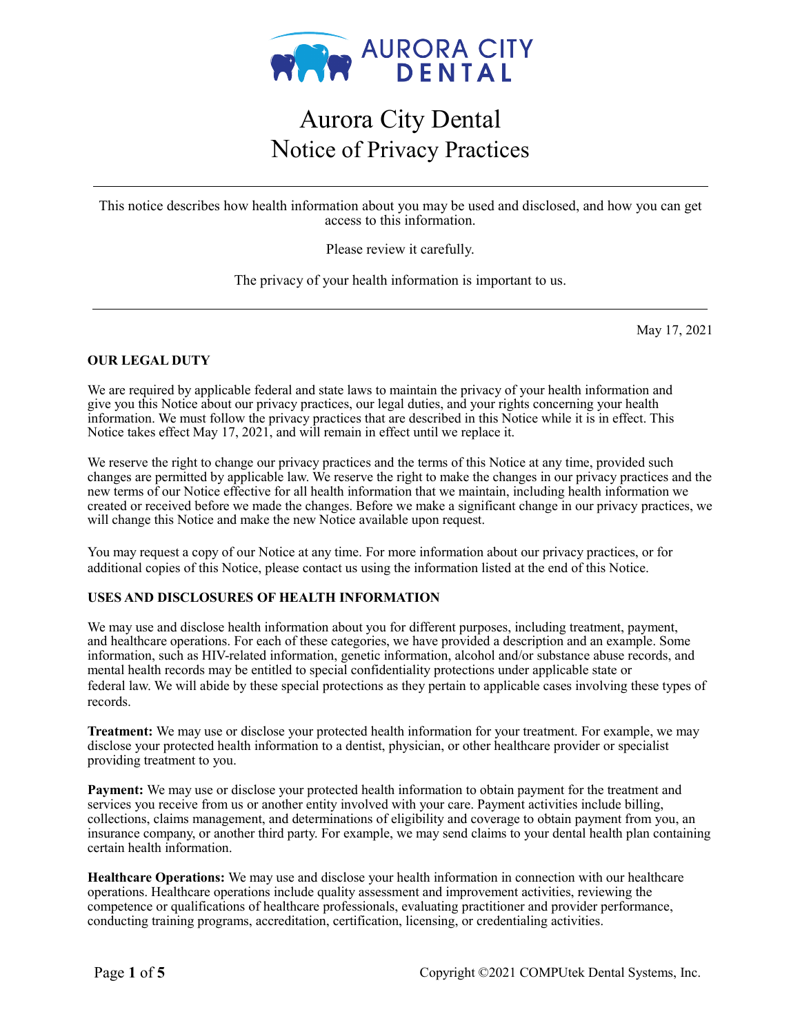# Aurora City Dental
# Notice of Privacy Practices

---

This notice describes how health information about you may be used and disclosed, and how you can get access to this information.

Please review it carefully.

The privacy of your health information is important to us.

---

May 17, 2021

## OUR LEGAL DUTY

We are required by applicable federal and state laws to maintain the privacy of your health information and give you this Notice about our privacy practices, our legal duties, and your rights concerning your health information. We must follow the privacy practices that are described in this Notice while it is in effect. This Notice takes effect May 17, 2021, and will remain in effect until we replace it.

We reserve the right to change our privacy practices and the terms of this Notice at any time, provided such changes are permitted by applicable law. We reserve the right to make the changes in our privacy practices and the new terms of our Notice effective for all health information that we maintain, including health information we created or received before we made the changes. Before we make a significant change in our privacy practices, we will change this Notice and make the new Notice available upon request.

You may request a copy of our Notice at any time. For more information about our privacy practices, or for additional copies of this Notice, please contact us using the information listed at the end of this Notice.

## USES AND DISCLOSURES OF HEALTH INFORMATION

We may use and disclose health information about you for different purposes, including treatment, payment, and healthcare operations. For each of these categories, we have provided a description and an example. Some information, such as HIV-related information, genetic information, alcohol and/or substance abuse records, and mental health records may be entitled to special confidentiality protections under applicable state or federal law. We will abide by these special protections as they pertain to applicable cases involving these types of records.

**Treatment:** We may use or disclose your protected health information for your treatment. For example, we may disclose your protected health information to a dentist, physician, or other healthcare provider or specialist providing treatment to you.

**Payment:** We may use or disclose your protected health information to obtain payment for the treatment and services you receive from us or another entity involved with your care. Payment activities include billing, collections, claims management, and determinations of eligibility and coverage to obtain payment from you, an insurance company, or another third party. For example, we may send claims to your dental health plan containing certain health information.

**Healthcare Operations:** We may use and disclose your health information in connection with our healthcare operations. Healthcare operations include quality assessment and improvement activities, reviewing the competence or qualifications of healthcare professionals, evaluating practitioner and provider performance, conducting training programs, accreditation, certification, licensing, or credentialing activities.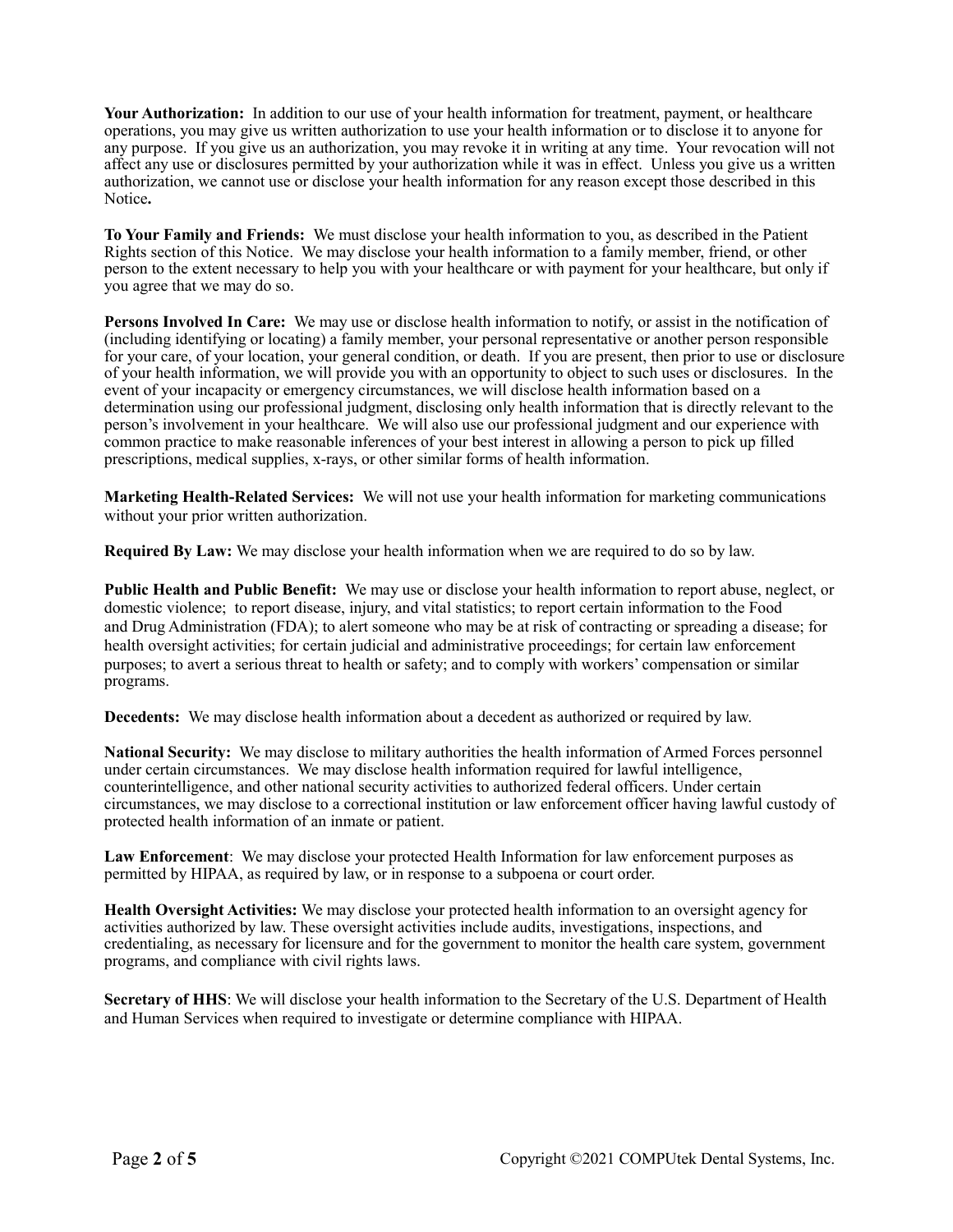**Your Authorization:** In addition to our use of your health information for treatment, payment, or healthcare operations, you may give us written authorization to use your health information or to disclose it to anyone for any purpose. If you give us an authorization, you may revoke it in writing at any time. Your revocation will not affect any use or disclosures permitted by your authorization while it was in effect. Unless you give us a written authorization, we cannot use or disclose your health information for any reason except those described in this Notice**.**

**To Your Family and Friends:** We must disclose your health information to you, as described in the Patient Rights section of this Notice. We may disclose your health information to a family member, friend, or other person to the extent necessary to help you with your healthcare or with payment for your healthcare, but only if you agree that we may do so.

**Persons Involved In Care:** We may use or disclose health information to notify, or assist in the notification of (including identifying or locating) a family member, your personal representative or another person responsible for your care, of your location, your general condition, or death. If you are present, then prior to use or disclosure of your health information, we will provide you with an opportunity to object to such uses or disclosures. In the event of your incapacity or emergency circumstances, we will disclose health information based on a determination using our professional judgment, disclosing only health information that is directly relevant to the person's involvement in your healthcare. We will also use our professional judgment and our experience with common practice to make reasonable inferences of your best interest in allowing a person to pick up filled prescriptions, medical supplies, x-rays, or other similar forms of health information.

**Marketing Health-Related Services:** We will not use your health information for marketing communications without your prior written authorization.

**Required By Law:** We may disclose your health information when we are required to do so by law.

**Public Health and Public Benefit:** We may use or disclose your health information to report abuse, neglect, or domestic violence; to report disease, injury, and vital statistics; to report certain information to the Food and Drug Administration (FDA); to alert someone who may be at risk of contracting or spreading a disease; for health oversight activities; for certain judicial and administrative proceedings; for certain law enforcement purposes; to avert a serious threat to health or safety; and to comply with workers' compensation or similar programs.

**Decedents:** We may disclose health information about a decedent as authorized or required by law.

**National Security:** We may disclose to military authorities the health information of Armed Forces personnel under certain circumstances. We may disclose health information required for lawful intelligence, counterintelligence, and other national security activities to authorized federal officers. Under certain circumstances, we may disclose to a correctional institution or law enforcement officer having lawful custody of protected health information of an inmate or patient.

**Law Enforcement**: We may disclose your protected Health Information for law enforcement purposes as permitted by HIPAA, as required by law, or in response to a subpoena or court order.

**Health Oversight Activities:** We may disclose your protected health information to an oversight agency for activities authorized by law. These oversight activities include audits, investigations, inspections, and credentialing, as necessary for licensure and for the government to monitor the health care system, government programs, and compliance with civil rights laws.

**Secretary of HHS**: We will disclose your health information to the Secretary of the U.S. Department of Health and Human Services when required to investigate or determine compliance with HIPAA.

Copyright ©2021 COMPUtek Dental Systems, Inc.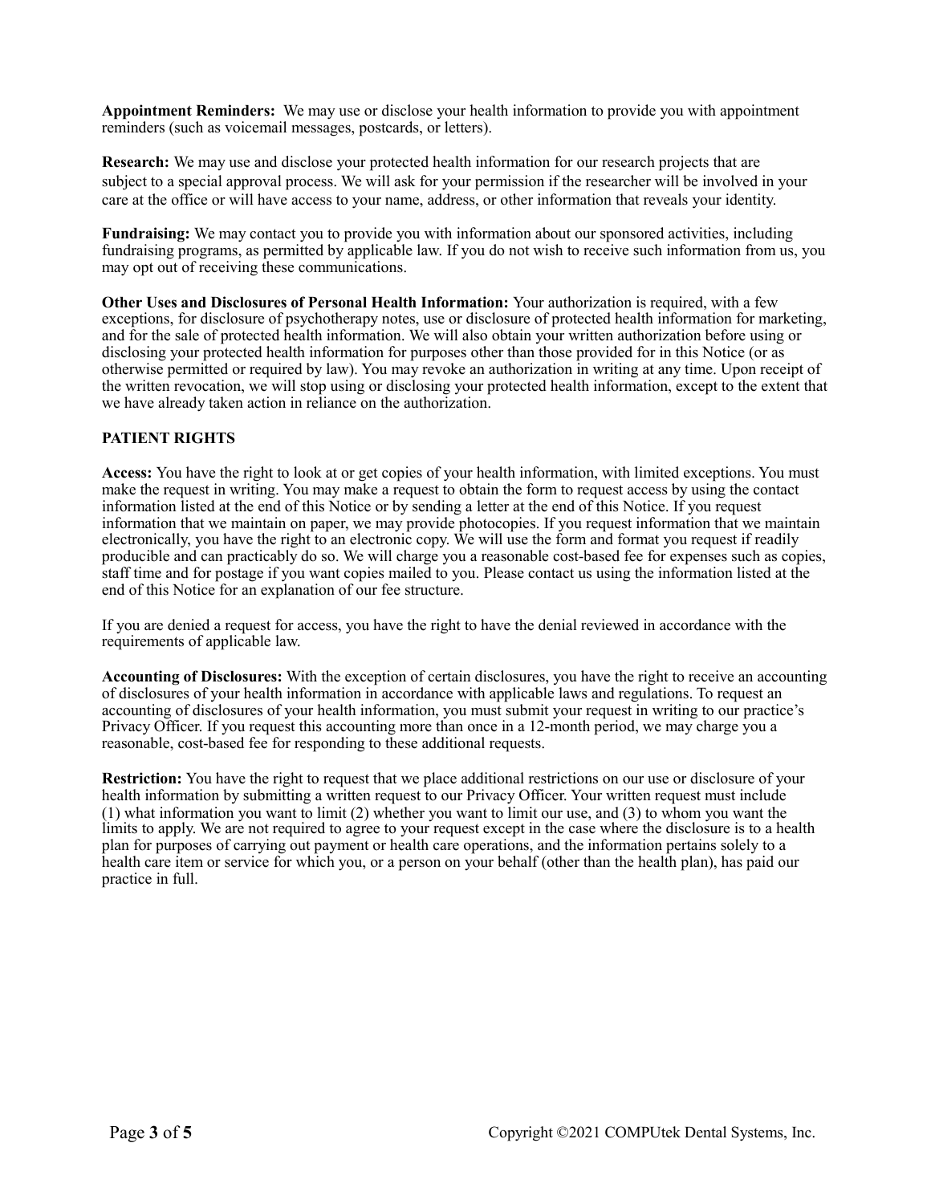**Appointment Reminders:** We may use or disclose your health information to provide you with appointment reminders (such as voicemail messages, postcards, or letters).

**Research:** We may use and disclose your protected health information for our research projects that are subject to a special approval process. We will ask for your permission if the researcher will be involved in your care at the office or will have access to your name, address, or other information that reveals your identity.

**Fundraising:** We may contact you to provide you with information about our sponsored activities, including fundraising programs, as permitted by applicable law. If you do not wish to receive such information from us, you may opt out of receiving these communications.

**Other Uses and Disclosures of Personal Health Information:** Your authorization is required, with a few exceptions, for disclosure of psychotherapy notes, use or disclosure of protected health information for marketing, and for the sale of protected health information. We will also obtain your written authorization before using or disclosing your protected health information for purposes other than those provided for in this Notice (or as otherwise permitted or required by law). You may revoke an authorization in writing at any time. Upon receipt of the written revocation, we will stop using or disclosing your protected health information, except to the extent that we have already taken action in reliance on the authorization.

**PATIENT RIGHTS**

**Access:** You have the right to look at or get copies of your health information, with limited exceptions. You must make the request in writing. You may make a request to obtain the form to request access by using the contact information listed at the end of this Notice or by sending a letter at the end of this Notice. If you request information that we maintain on paper, we may provide photocopies. If you request information that we maintain electronically, you have the right to an electronic copy. We will use the form and format you request if readily producible and can practicably do so. We will charge you a reasonable cost-based fee for expenses such as copies, staff time and for postage if you want copies mailed to you. Please contact us using the information listed at the end of this Notice for an explanation of our fee structure.

If you are denied a request for access, you have the right to have the denial reviewed in accordance with the requirements of applicable law.

**Accounting of Disclosures:** With the exception of certain disclosures, you have the right to receive an accounting of disclosures of your health information in accordance with applicable laws and regulations. To request an accounting of disclosures of your health information, you must submit your request in writing to our practice's Privacy Officer. If you request this accounting more than once in a 12-month period, we may charge you a reasonable, cost-based fee for responding to these additional requests.

**Restriction:** You have the right to request that we place additional restrictions on our use or disclosure of your health information by submitting a written request to our Privacy Officer. Your written request must include (1) what information you want to limit (2) whether you want to limit our use, and (3) to whom you want the limits to apply. We are not required to agree to your request except in the case where the disclosure is to a health plan for purposes of carrying out payment or health care operations, and the information pertains solely to a health care item or service for which you, or a person on your behalf (other than the health plan), has paid our practice in full.

Copyright ©2021 COMPUtek Dental Systems, Inc.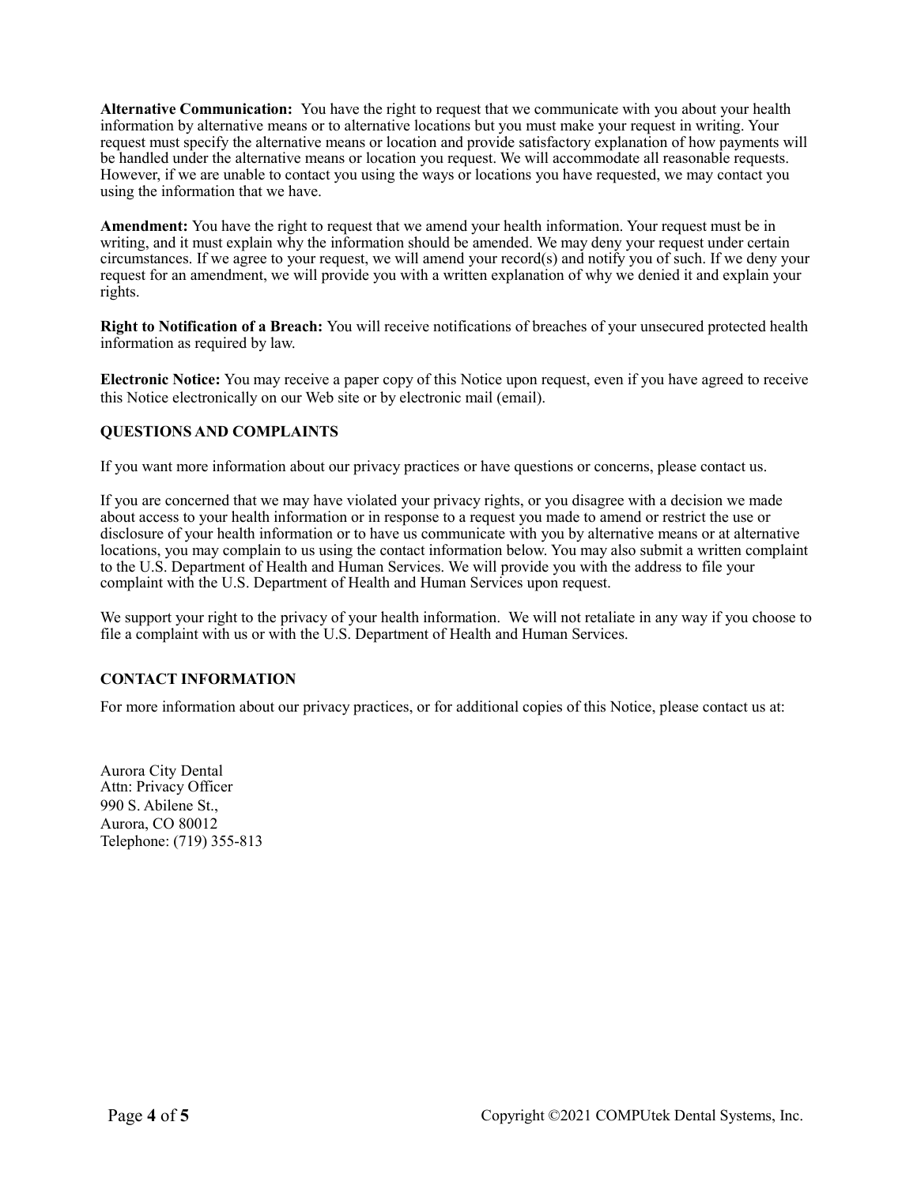**Alternative Communication:** You have the right to request that we communicate with you about your health information by alternative means or to alternative locations but you must make your request in writing. Your request must specify the alternative means or location and provide satisfactory explanation of how payments will be handled under the alternative means or location you request. We will accommodate all reasonable requests. However, if we are unable to contact you using the ways or locations you have requested, we may contact you using the information that we have.

**Amendment:** You have the right to request that we amend your health information. Your request must be in writing, and it must explain why the information should be amended. We may deny your request under certain circumstances. If we agree to your request, we will amend your record(s) and notify you of such. If we deny your request for an amendment, we will provide you with a written explanation of why we denied it and explain your rights.

**Right to Notification of a Breach:** You will receive notifications of breaches of your unsecured protected health information as required by law.

**Electronic Notice:** You may receive a paper copy of this Notice upon request, even if you have agreed to receive this Notice electronically on our Web site or by electronic mail (email).

**QUESTIONS AND COMPLAINTS**

If you want more information about our privacy practices or have questions or concerns, please contact us.

If you are concerned that we may have violated your privacy rights, or you disagree with a decision we made about access to your health information or in response to a request you made to amend or restrict the use or disclosure of your health information or to have us communicate with you by alternative means or at alternative locations, you may complain to us using the contact information below. You may also submit a written complaint to the U.S. Department of Health and Human Services. We will provide you with the address to file your complaint with the U.S. Department of Health and Human Services upon request.

We support your right to the privacy of your health information. We will not retaliate in any way if you choose to file a complaint with us or with the U.S. Department of Health and Human Services.

**CONTACT INFORMATION**

For more information about our privacy practices, or for additional copies of this Notice, please contact us at:

Aurora City Dental
Attn: Privacy Officer
990 S. Abilene St.,
Aurora, CO 80012
Telephone: (719) 355-813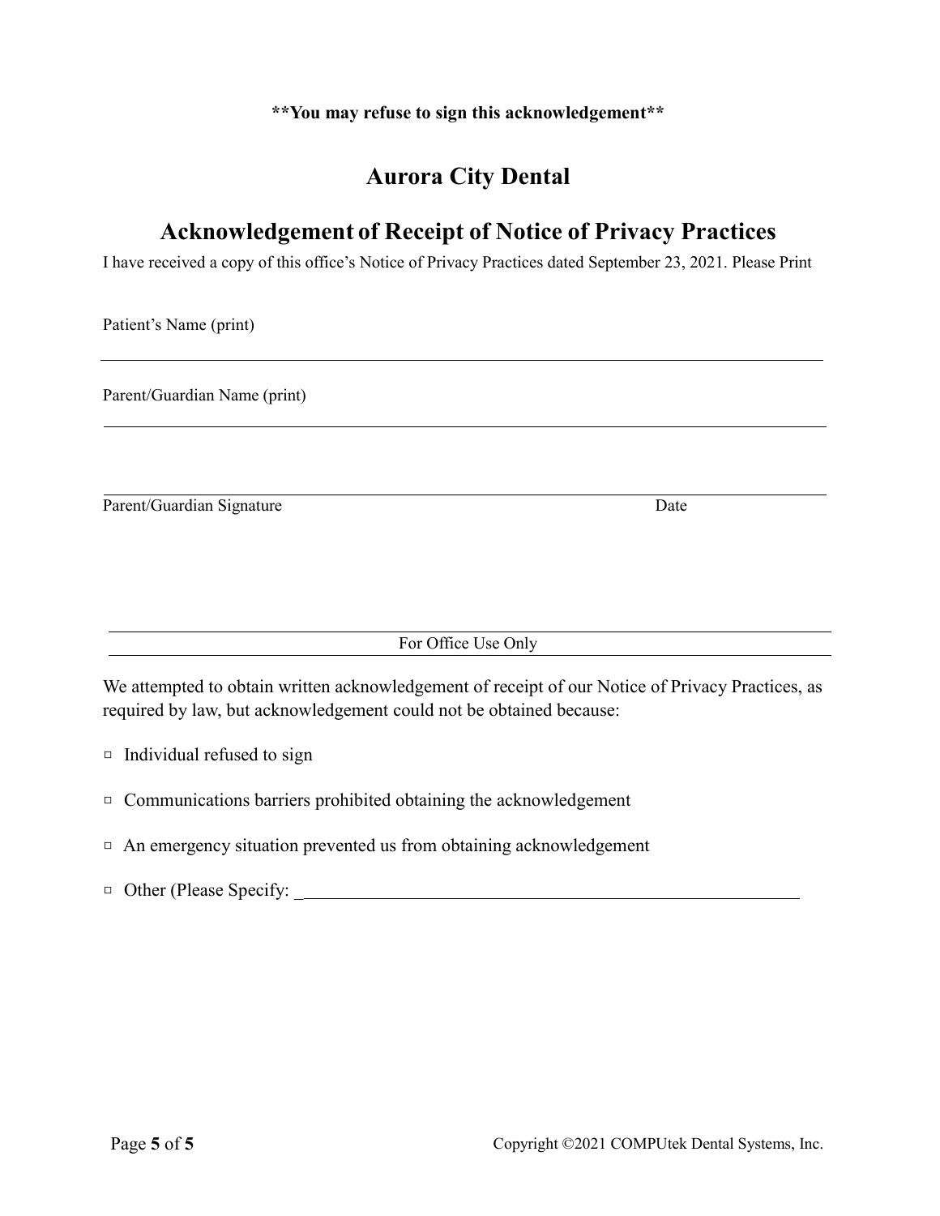**\*\*You may refuse to sign this acknowledgement\*\***

# Aurora City Dental

## Acknowledgement of Receipt of Notice of Privacy Practices

I have received a copy of this office's Notice of Privacy Practices dated September 23, 2021. Please Print

Patient's Name (print)

______________________________________________________________________

Parent/Guardian Name (print)

______________________________________________________________________

______________________________________________________________________

Parent/Guardian Signature                                                                 Date

---

For Office Use Only

---

We attempted to obtain written acknowledgement of receipt of our Notice of Privacy Practices, as required by law, but acknowledgement could not be obtained because:

- ☐ Individual refused to sign
- ☐ Communications barriers prohibited obtaining the acknowledgement
- ☐ An emergency situation prevented us from obtaining acknowledgement
- ☐ Other (Please Specify: ____________________________________________________

Copyright ©2021 COMPUtek Dental Systems, Inc.